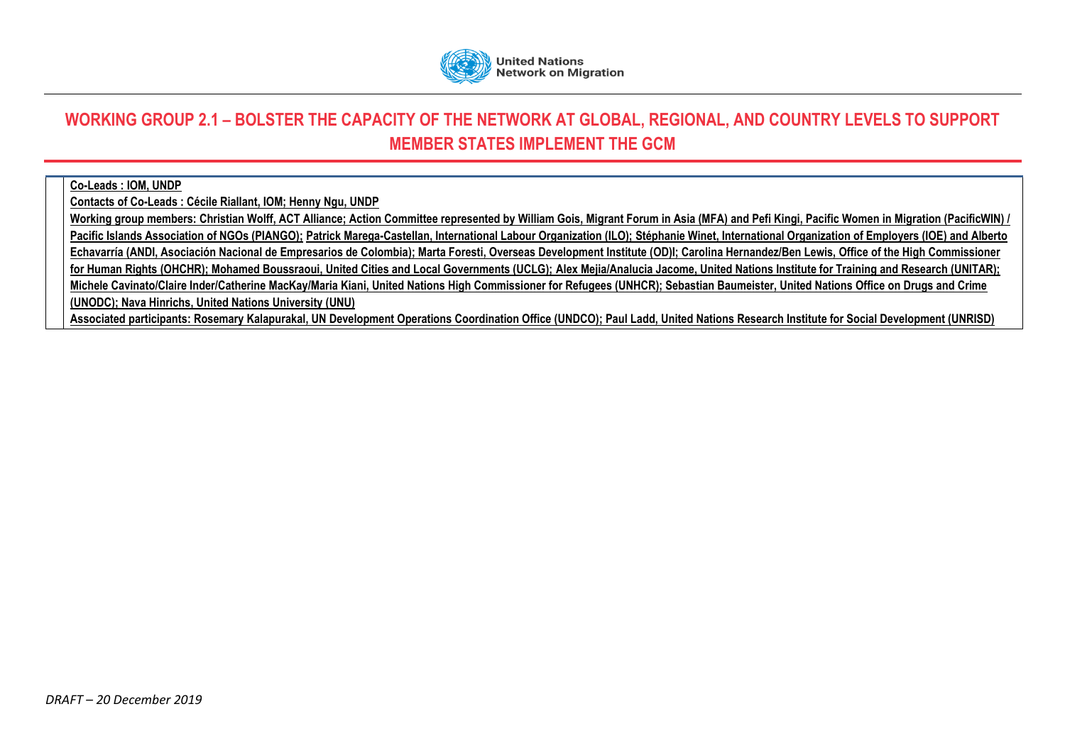United Nations Network on Migration

# WORKING GROUP 2.1 – BOLSTER THE CAPACITY OF THE NETWORK AT GLOBAL, REGIONAL, AND COUNTRY LEVELS TO SUPPORT MEMBER STATES IMPLEMENT THE GCM

**Co-Leads : IOM, UNDP**

**Contacts of Co-Leads : Cécile Riallant, IOM; Henny Ngu, UNDP**

**Working group members: Christian Wolff, ACT Alliance; Action Committee represented by William Gois, Migrant Forum in Asia (MFA) and Pefi Kingi, Pacific Women in Migration (PacificWIN) / Pacific Islands Association of NGOs (PIANGO); Patrick Marega-Castellan, International Labour Organization (ILO); Stéphanie Winet, International Organization of Employers (IOE) and Alberto Echavarría (ANDI, Asociación Nacional de Empresarios de Colombia); Marta Foresti, Overseas Development Institute (OD)I; Carolina Hernandez/Ben Lewis, Office of the High Commissioner for Human Rights (OHCHR); Mohamed Boussraoui, United Cities and Local Governments (UCLG); Alex Mejia/Analucia Jacome, United Nations Institute for Training and Research (UNITAR); Michele Cavinato/Claire Inder/Catherine MacKay/Maria Kiani, United Nations High Commissioner for Refugees (UNHCR); Sebastian Baumeister, United Nations Office on Drugs and Crime (UNODC); Nava Hinrichs, United Nations University (UNU)**

**Associated participants: Rosemary Kalapurakal, UN Development Operations Coordination Office (UNDCO); Paul Ladd, United Nations Research Institute for Social Development (UNRISD)**

*DRAFT – 20 December 2019*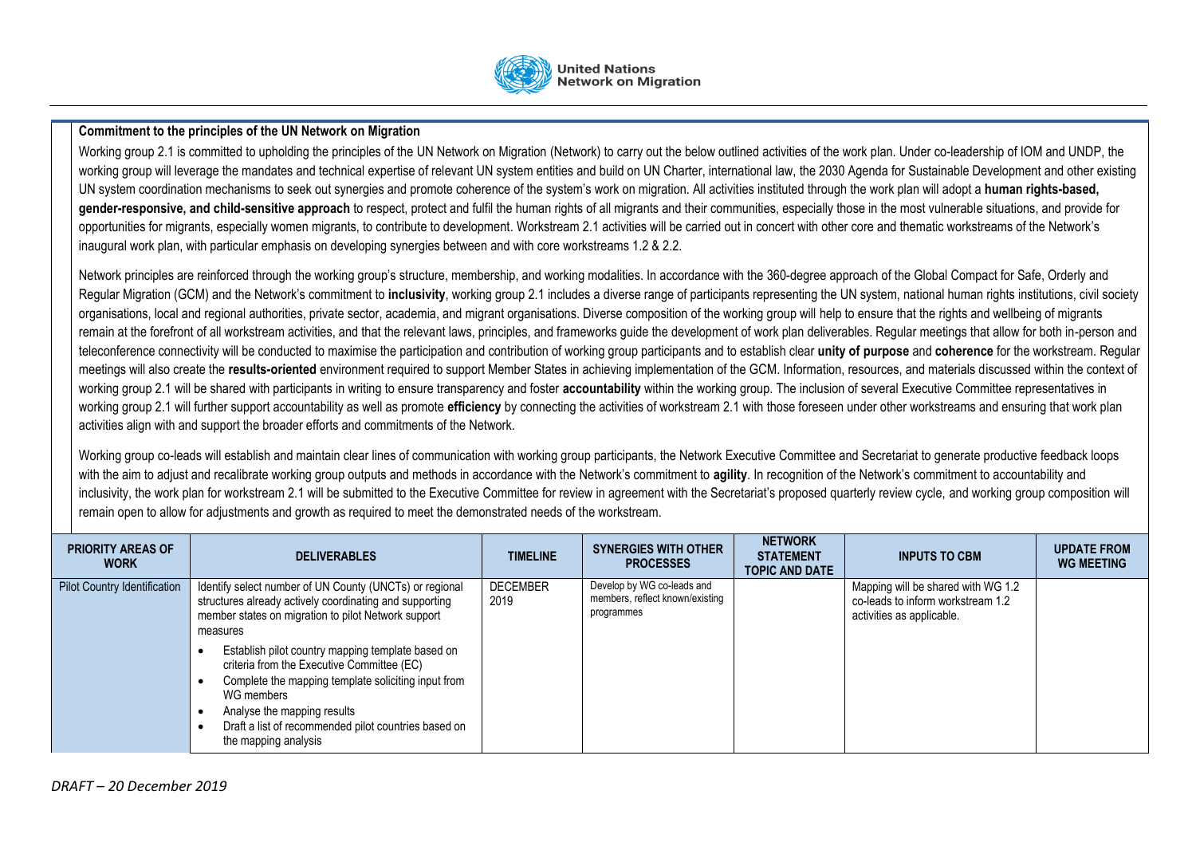**Commitment to the principles of the UN Network on Migration**

Working group 2.1 is committed to upholding the principles of the UN Network on Migration (Network) to carry out the below outlined activities of the work plan. Under co-leadership of IOM and UNDP, the working group will leverage the mandates and technical expertise of relevant UN system entities and build on UN Charter, international law, the 2030 Agenda for Sustainable Development and other existing UN system coordination mechanisms to seek out synergies and promote coherence of the system's work on migration. All activities instituted through the work plan will adopt a **human rights-based, gender-responsive, and child-sensitive approach** to respect, protect and fulfil the human rights of all migrants and their communities, especially those in the most vulnerable situations, and provide for opportunities for migrants, especially women migrants, to contribute to development. Workstream 2.1 activities will be carried out in concert with other core and thematic workstreams of the Network's inaugural work plan, with particular emphasis on developing synergies between and with core workstreams 1.2 & 2.2.

Network principles are reinforced through the working group's structure, membership, and working modalities. In accordance with the 360-degree approach of the Global Compact for Safe, Orderly and Regular Migration (GCM) and the Network's commitment to **inclusivity**, working group 2.1 includes a diverse range of participants representing the UN system, national human rights institutions, civil society organisations, local and regional authorities, private sector, academia, and migrant organisations. Diverse composition of the working group will help to ensure that the rights and wellbeing of migrants remain at the forefront of all workstream activities, and that the relevant laws, principles, and frameworks guide the development of work plan deliverables. Regular meetings that allow for both in-person and teleconference connectivity will be conducted to maximise the participation and contribution of working group participants and to establish clear **unity of purpose** and **coherence** for the workstream. Regular meetings will also create the **results-oriented** environment required to support Member States in achieving implementation of the GCM. Information, resources, and materials discussed within the context of working group 2.1 will be shared with participants in writing to ensure transparency and foster **accountability** within the working group. The inclusion of several Executive Committee representatives in working group 2.1 will further support accountability as well as promote **efficiency** by connecting the activities of workstream 2.1 with those foreseen under other workstreams and ensuring that work plan activities align with and support the broader efforts and commitments of the Network.

Working group co-leads will establish and maintain clear lines of communication with working group participants, the Network Executive Committee and Secretariat to generate productive feedback loops with the aim to adjust and recalibrate working group outputs and methods in accordance with the Network's commitment to **agility**. In recognition of the Network's commitment to accountability and inclusivity, the work plan for workstream 2.1 will be submitted to the Executive Committee for review in agreement with the Secretariat's proposed quarterly review cycle, and working group composition will remain open to allow for adjustments and growth as required to meet the demonstrated needs of the workstream.

| PRIORITY AREAS OF WORK | DELIVERABLES | TIMELINE | SYNERGIES WITH OTHER PROCESSES | NETWORK STATEMENT TOPIC AND DATE | INPUTS TO CBM | UPDATE FROM WG MEETING |
|---|---|---|---|---|---|---|
| Pilot Country Identification | Identify select number of UN County (UNCTs) or regional structures already actively coordinating and supporting member states on migration to pilot Network support measures<br>• Establish pilot country mapping template based on criteria from the Executive Committee (EC)<br>• Complete the mapping template soliciting input from WG members<br>• Analyse the mapping results<br>• Draft a list of recommended pilot countries based on the mapping analysis | DECEMBER 2019 | Develop by WG co-leads and members, reflect known/existing programmes | | Mapping will be shared with WG 1.2 co-leads to inform workstream 1.2 activities as applicable. | |

*DRAFT – 20 December 2019*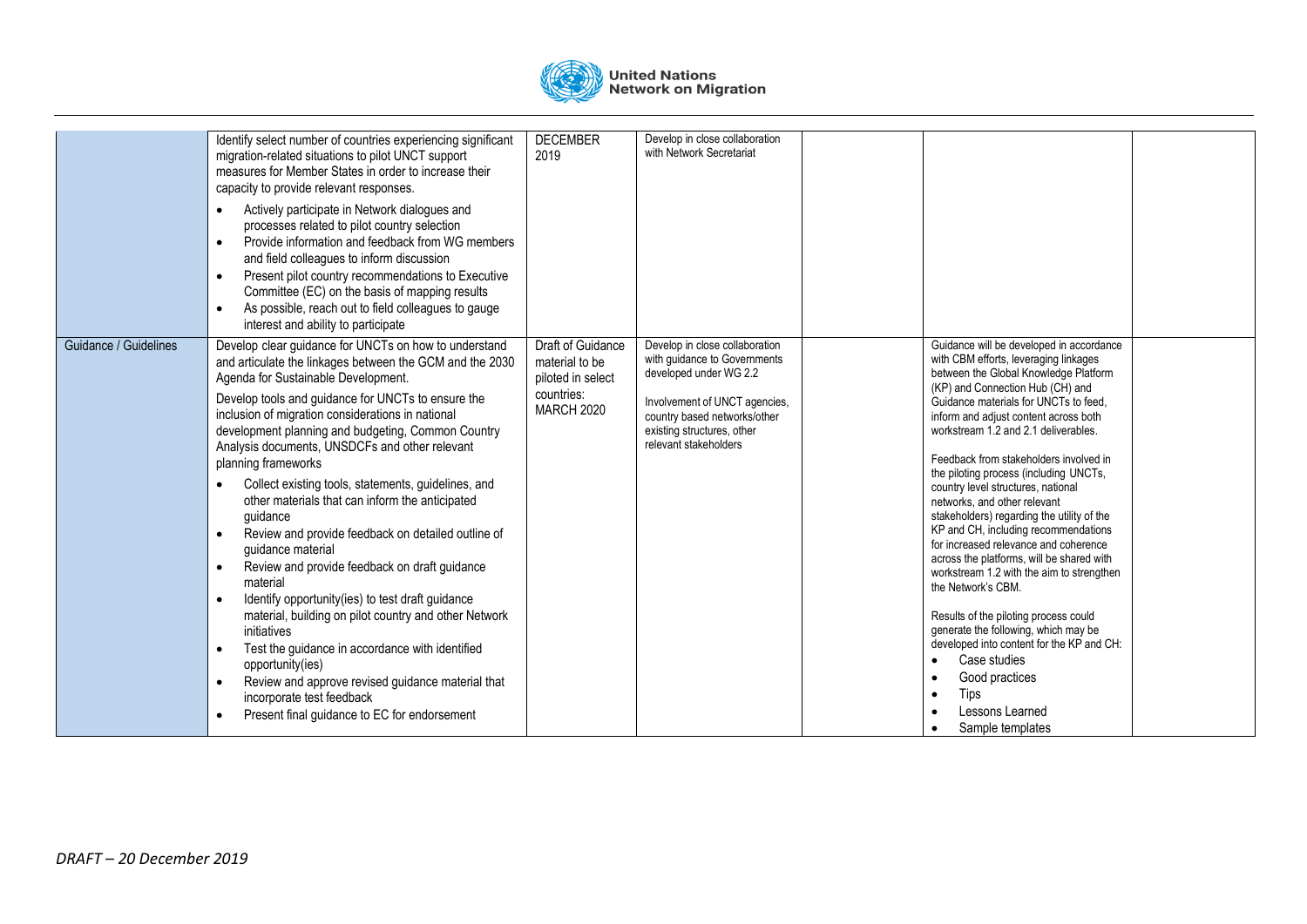| | | | | | | |
|---|---|---|---|---|---|---|
| | Identify select number of countries experiencing significant migration-related situations to pilot UNCT support measures for Member States in order to increase their capacity to provide relevant responses.<br><br>• Actively participate in Network dialogues and processes related to pilot country selection<br>• Provide information and feedback from WG members and field colleagues to inform discussion<br>• Present pilot country recommendations to Executive Committee (EC) on the basis of mapping results<br>• As possible, reach out to field colleagues to gauge interest and ability to participate | DECEMBER 2019 | Develop in close collaboration with Network Secretariat | | | |
| Guidance / Guidelines | Develop clear guidance for UNCTs on how to understand and articulate the linkages between the GCM and the 2030 Agenda for Sustainable Development.<br><br>Develop tools and guidance for UNCTs to ensure the inclusion of migration considerations in national development planning and budgeting, Common Country Analysis documents, UNSDCFs and other relevant planning frameworks<br><br>• Collect existing tools, statements, guidelines, and other materials that can inform the anticipated guidance<br>• Review and provide feedback on detailed outline of guidance material<br>• Review and provide feedback on draft guidance material<br>• Identify opportunity(ies) to test draft guidance material, building on pilot country and other Network initiatives<br>• Test the guidance in accordance with identified opportunity(ies)<br>• Review and approve revised guidance material that incorporate test feedback<br>• Present final guidance to EC for endorsement | Draft of Guidance material to be piloted in select countries: MARCH 2020 | Develop in close collaboration with guidance to Governments developed under WG 2.2<br><br>Involvement of UNCT agencies, country based networks/other existing structures, other relevant stakeholders | | Guidance will be developed in accordance with CBM efforts, leveraging linkages between the Global Knowledge Platform (KP) and Connection Hub (CH) and Guidance materials for UNCTs to feed, inform and adjust content across both workstream 1.2 and 2.1 deliverables.<br><br>Feedback from stakeholders involved in the piloting process (including UNCTs, country level structures, national networks, and other relevant stakeholders) regarding the utility of the KP and CH, including recommendations for increased relevance and coherence across the platforms, will be shared with workstream 1.2 with the aim to strengthen the Network's CBM.<br><br>Results of the piloting process could generate the following, which may be developed into content for the KP and CH:<br>• Case studies<br>• Good practices<br>• Tips<br>• Lessons Learned<br>• Sample templates | |

*DRAFT – 20 December 2019*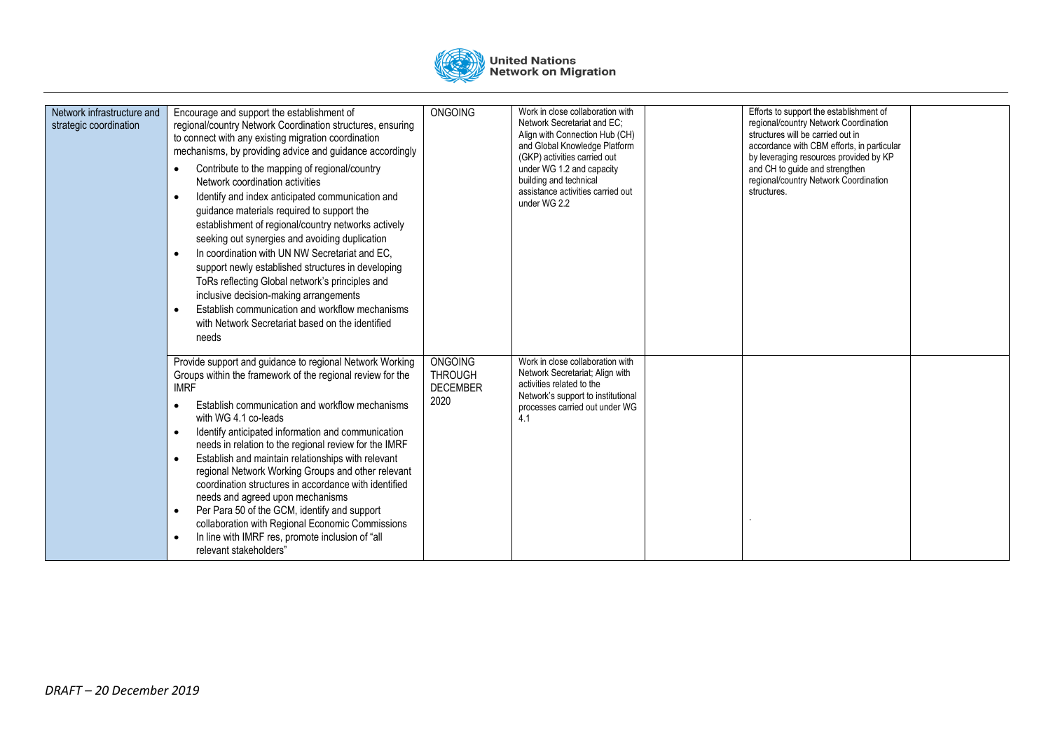| Network infrastructure and strategic coordination | Encourage and support the establishment of regional/country Network Coordination structures, ensuring to connect with any existing migration coordination mechanisms, by providing advice and guidance accordingly<br>• Contribute to the mapping of regional/country Network coordination activities<br>• Identify and index anticipated communication and guidance materials required to support the establishment of regional/country networks actively seeking out synergies and avoiding duplication<br>• In coordination with UN NW Secretariat and EC, support newly established structures in developing ToRs reflecting Global network's principles and inclusive decision-making arrangements<br>• Establish communication and workflow mechanisms with Network Secretariat based on the identified needs | ONGOING | Work in close collaboration with Network Secretariat and EC; Align with Connection Hub (CH) and Global Knowledge Platform (GKP) activities carried out under WG 1.2 and capacity building and technical assistance activities carried out under WG 2.2 | | Efforts to support the establishment of regional/country Network Coordination structures will be carried out in accordance with CBM efforts, in particular by leveraging resources provided by KP and CH to guide and strengthen regional/country Network Coordination structures. | |
|---|---|---|---|---|---|---|
| | Provide support and guidance to regional Network Working Groups within the framework of the regional review for the IMRF<br>• Establish communication and workflow mechanisms with WG 4.1 co-leads<br>• Identify anticipated information and communication needs in relation to the regional review for the IMRF<br>• Establish and maintain relationships with relevant regional Network Working Groups and other relevant coordination structures in accordance with identified needs and agreed upon mechanisms<br>• Per Para 50 of the GCM, identify and support collaboration with Regional Economic Commissions<br>• In line with IMRF res, promote inclusion of "all relevant stakeholders" | ONGOING THROUGH DECEMBER 2020 | Work in close collaboration with Network Secretariat; Align with activities related to the Network's support to institutional processes carried out under WG 4.1 | | . | |

*DRAFT – 20 December 2019*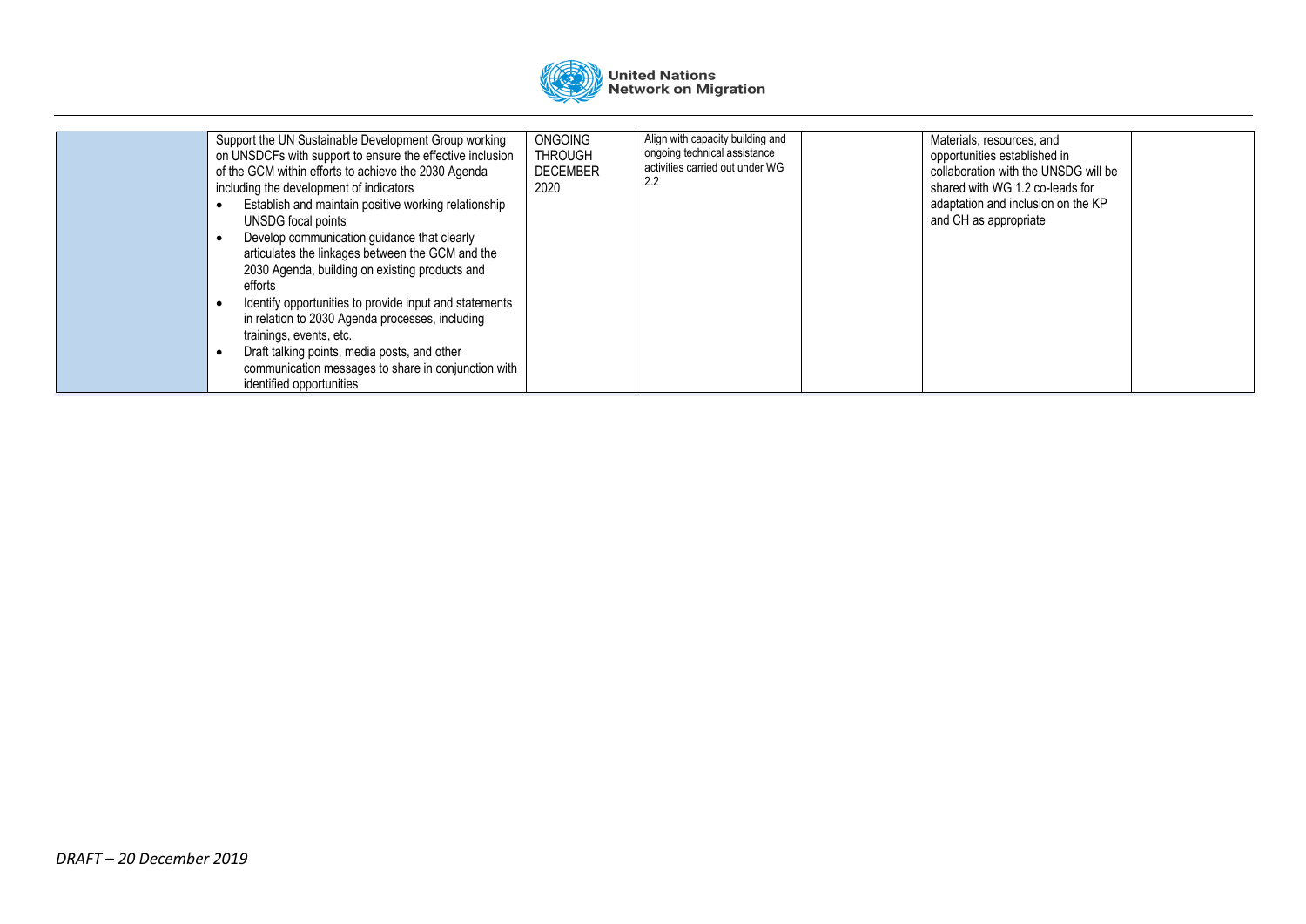| | | | | | | |
|---|---|---|---|---|---|---|
| | Support the UN Sustainable Development Group working on UNSDCFs with support to ensure the effective inclusion of the GCM within efforts to achieve the 2030 Agenda including the development of indicators<br>• Establish and maintain positive working relationship UNSDG focal points<br>• Develop communication guidance that clearly articulates the linkages between the GCM and the 2030 Agenda, building on existing products and efforts<br>• Identify opportunities to provide input and statements in relation to 2030 Agenda processes, including trainings, events, etc.<br>• Draft talking points, media posts, and other communication messages to share in conjunction with identified opportunities | ONGOING THROUGH DECEMBER 2020 | Align with capacity building and ongoing technical assistance activities carried out under WG 2.2 | | Materials, resources, and opportunities established in collaboration with the UNSDG will be shared with WG 1.2 co-leads for adaptation and inclusion on the KP and CH as appropriate | |

*DRAFT – 20 December 2019*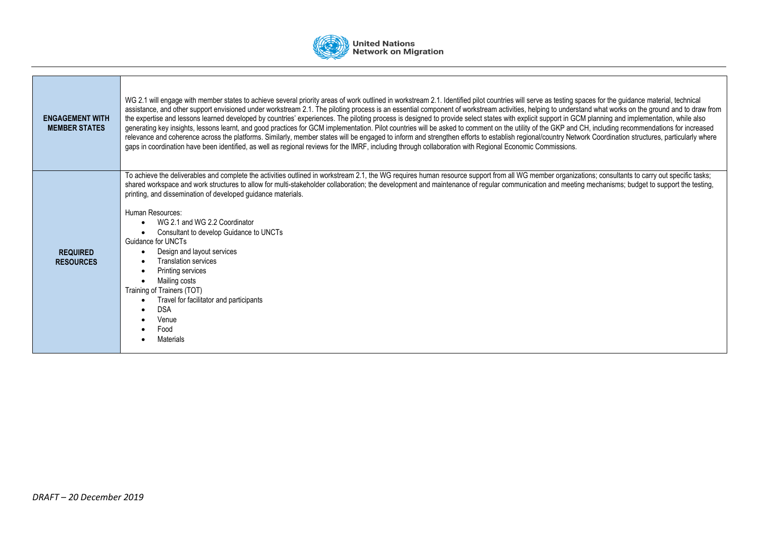| | |
|---|---|
| **ENGAGEMENT WITH MEMBER STATES** | WG 2.1 will engage with member states to achieve several priority areas of work outlined in workstream 2.1. Identified pilot countries will serve as testing spaces for the guidance material, technical assistance, and other support envisioned under workstream 2.1. The piloting process is an essential component of workstream activities, helping to understand what works on the ground and to draw from the expertise and lessons learned developed by countries' experiences. The piloting process is designed to provide select states with explicit support in GCM planning and implementation, while also generating key insights, lessons learnt, and good practices for GCM implementation. Pilot countries will be asked to comment on the utility of the GKP and CH, including recommendations for increased relevance and coherence across the platforms. Similarly, member states will be engaged to inform and strengthen efforts to establish regional/country Network Coordination structures, particularly where gaps in coordination have been identified, as well as regional reviews for the IMRF, including through collaboration with Regional Economic Commissions. |
| **REQUIRED RESOURCES** | To achieve the deliverables and complete the activities outlined in workstream 2.1, the WG requires human resource support from all WG member organizations; consultants to carry out specific tasks; shared workspace and work structures to allow for multi-stakeholder collaboration; the development and maintenance of regular communication and meeting mechanisms; budget to support the testing, printing, and dissemination of developed guidance materials.<br><br>Human Resources:<br>• WG 2.1 and WG 2.2 Coordinator<br>• Consultant to develop Guidance to UNCTs<br>Guidance for UNCTs<br>• Design and layout services<br>• Translation services<br>• Printing services<br>• Mailing costs<br>Training of Trainers (TOT)<br>• Travel for facilitator and participants<br>• DSA<br>• Venue<br>• Food<br>• Materials |